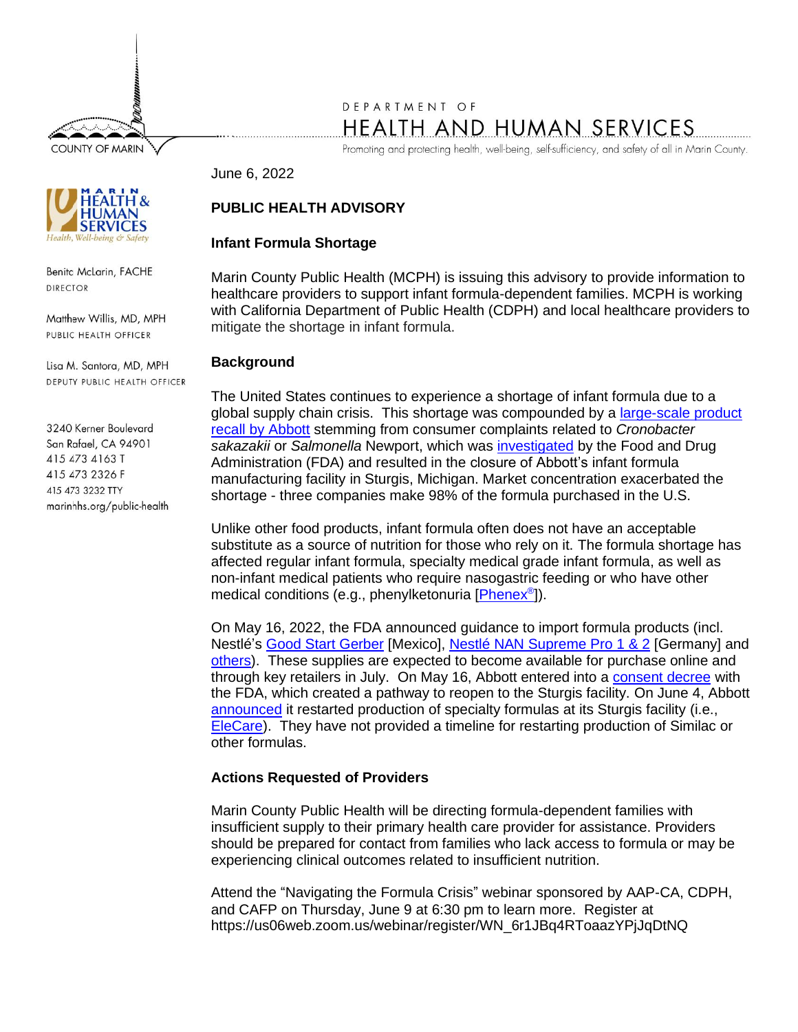COUNTY OF MARIN

DEPARTMENT OF
HEALTH AND HUMAN SERVICES

Promoting and protecting health, well-being, self-sufficiency, and safety of all in Marin County.

MARIN HEALTH & HUMAN SERVICES
Health, Well-being & Safety

Benita McLarin, FACHE
DIRECTOR

Matthew Willis, MD, MPH
PUBLIC HEALTH OFFICER

Lisa M. Santora, MD, MPH
DEPUTY PUBLIC HEALTH OFFICER

3240 Kerner Boulevard
San Rafael, CA 94901
415 473 4163 T
415 473 2326 F
415 473 3232 TTY
marinhhs.org/public-health

June 6, 2022

**PUBLIC HEALTH ADVISORY**

**Infant Formula Shortage**

Marin County Public Health (MCPH) is issuing this advisory to provide information to healthcare providers to support infant formula-dependent families. MCPH is working with California Department of Public Health (CDPH) and local healthcare providers to mitigate the shortage in infant formula.

**Background**

The United States continues to experience a shortage of infant formula due to a global supply chain crisis. This shortage was compounded by a large-scale product recall by Abbott stemming from consumer complaints related to *Cronobacter sakazakii* or *Salmonella* Newport, which was investigated by the Food and Drug Administration (FDA) and resulted in the closure of Abbott's infant formula manufacturing facility in Sturgis, Michigan. Market concentration exacerbated the shortage - three companies make 98% of the formula purchased in the U.S.

Unlike other food products, infant formula often does not have an acceptable substitute as a source of nutrition for those who rely on it. The formula shortage has affected regular infant formula, specialty medical grade infant formula, as well as non-infant medical patients who require nasogastric feeding or who have other medical conditions (e.g., phenylketonuria [Phenex®]).

On May 16, 2022, the FDA announced guidance to import formula products (incl. Nestlé's Good Start Gerber [Mexico], Nestlé NAN Supreme Pro 1 & 2 [Germany] and others). These supplies are expected to become available for purchase online and through key retailers in July. On May 16, Abbott entered into a consent decree with the FDA, which created a pathway to reopen to the Sturgis facility. On June 4, Abbott announced it restarted production of specialty formulas at its Sturgis facility (i.e., EleCare). They have not provided a timeline for restarting production of Similac or other formulas.

**Actions Requested of Providers**

Marin County Public Health will be directing formula-dependent families with insufficient supply to their primary health care provider for assistance. Providers should be prepared for contact from families who lack access to formula or may be experiencing clinical outcomes related to insufficient nutrition.

Attend the "Navigating the Formula Crisis" webinar sponsored by AAP-CA, CDPH, and CAFP on Thursday, June 9 at 6:30 pm to learn more. Register at https://us06web.zoom.us/webinar/register/WN_6r1JBq4RToaazYPjJqDtNQ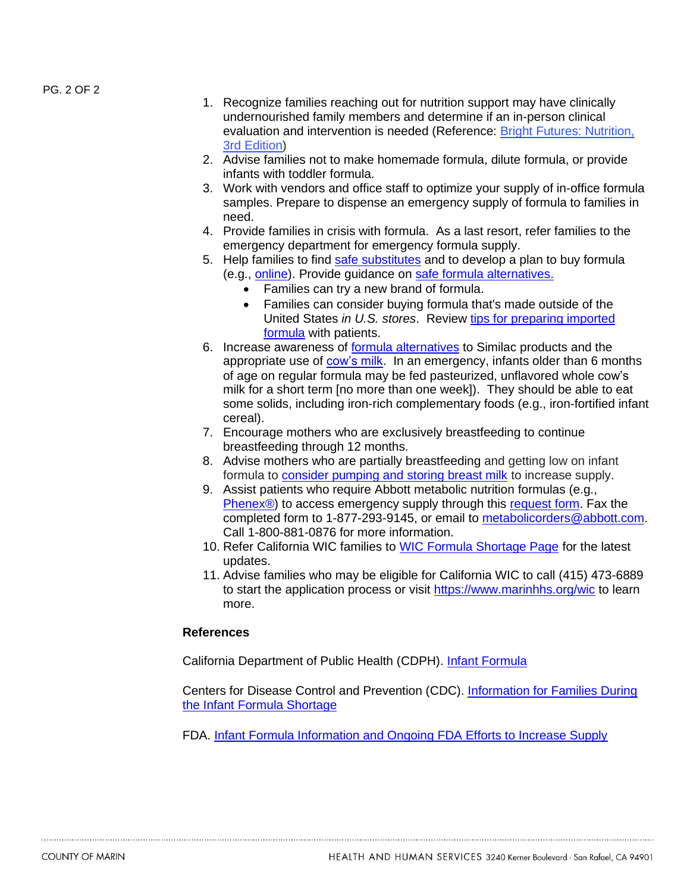1. Recognize families reaching out for nutrition support may have clinically undernourished family members and determine if an in-person clinical evaluation and intervention is needed (Reference: Bright Futures: Nutrition, 3rd Edition)
2. Advise families not to make homemade formula, dilute formula, or provide infants with toddler formula.
3. Work with vendors and office staff to optimize your supply of in-office formula samples. Prepare to dispense an emergency supply of formula to families in need.
4. Provide families in crisis with formula. As a last resort, refer families to the emergency department for emergency formula supply.
5. Help families to find safe substitutes and to develop a plan to buy formula (e.g., online). Provide guidance on safe formula alternatives.
   - Families can try a new brand of formula.
   - Families can consider buying formula that's made outside of the United States *in U.S. stores*. Review tips for preparing imported formula with patients.
6. Increase awareness of formula alternatives to Similac products and the appropriate use of cow's milk. In an emergency, infants older than 6 months of age on regular formula may be fed pasteurized, unflavored whole cow's milk for a short term [no more than one week]). They should be able to eat some solids, including iron-rich complementary foods (e.g., iron-fortified infant cereal).
7. Encourage mothers who are exclusively breastfeeding to continue breastfeeding through 12 months.
8. Advise mothers who are partially breastfeeding and getting low on infant formula to consider pumping and storing breast milk to increase supply.
9. Assist patients who require Abbott metabolic nutrition formulas (e.g., Phenex®) to access emergency supply through this request form. Fax the completed form to 1-877-293-9145, or email to metabolicorders@abbott.com. Call 1-800-881-0876 for more information.
10. Refer California WIC families to WIC Formula Shortage Page for the latest updates.
11. Advise families who may be eligible for California WIC to call (415) 473-6889 to start the application process or visit https://www.marinhhs.org/wic to learn more.

**References**

California Department of Public Health (CDPH). Infant Formula

Centers for Disease Control and Prevention (CDC). Information for Families During the Infant Formula Shortage

FDA. Infant Formula Information and Ongoing FDA Efforts to Increase Supply